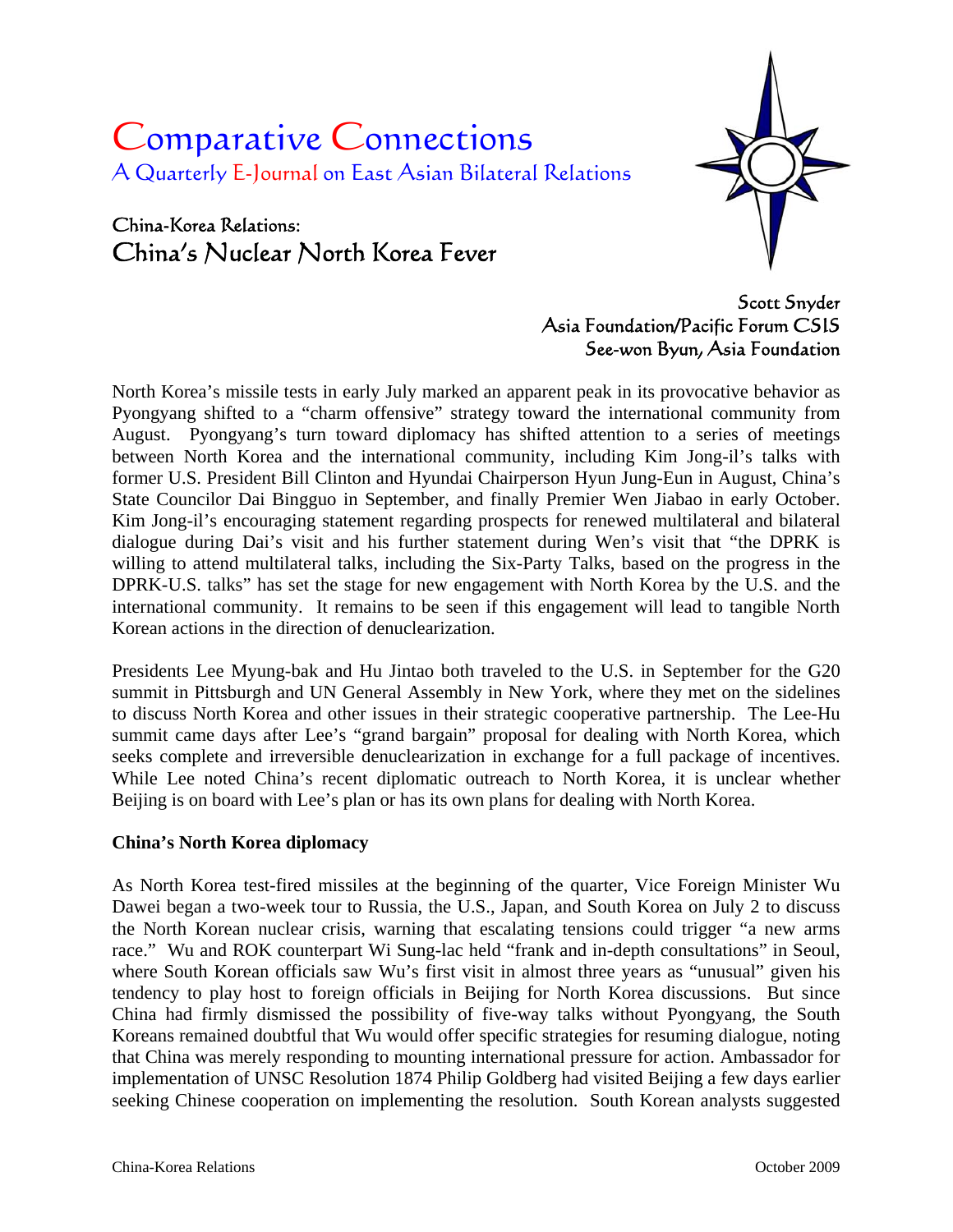# Comparative Connections

A Quarterly E-Journal on East Asian Bilateral Relations

## China-Korea Relations:
## China's Nuclear North Korea Fever

Scott Snyder
Asia Foundation/Pacific Forum CSIS
See-won Byun, Asia Foundation

North Korea's missile tests in early July marked an apparent peak in its provocative behavior as Pyongyang shifted to a "charm offensive" strategy toward the international community from August. Pyongyang's turn toward diplomacy has shifted attention to a series of meetings between North Korea and the international community, including Kim Jong-il's talks with former U.S. President Bill Clinton and Hyundai Chairperson Hyun Jung-Eun in August, China's State Councilor Dai Bingguo in September, and finally Premier Wen Jiabao in early October. Kim Jong-il's encouraging statement regarding prospects for renewed multilateral and bilateral dialogue during Dai's visit and his further statement during Wen's visit that "the DPRK is willing to attend multilateral talks, including the Six-Party Talks, based on the progress in the DPRK-U.S. talks" has set the stage for new engagement with North Korea by the U.S. and the international community. It remains to be seen if this engagement will lead to tangible North Korean actions in the direction of denuclearization.

Presidents Lee Myung-bak and Hu Jintao both traveled to the U.S. in September for the G20 summit in Pittsburgh and UN General Assembly in New York, where they met on the sidelines to discuss North Korea and other issues in their strategic cooperative partnership. The Lee-Hu summit came days after Lee's "grand bargain" proposal for dealing with North Korea, which seeks complete and irreversible denuclearization in exchange for a full package of incentives. While Lee noted China's recent diplomatic outreach to North Korea, it is unclear whether Beijing is on board with Lee's plan or has its own plans for dealing with North Korea.

**China's North Korea diplomacy**

As North Korea test-fired missiles at the beginning of the quarter, Vice Foreign Minister Wu Dawei began a two-week tour to Russia, the U.S., Japan, and South Korea on July 2 to discuss the North Korean nuclear crisis, warning that escalating tensions could trigger "a new arms race." Wu and ROK counterpart Wi Sung-lac held "frank and in-depth consultations" in Seoul, where South Korean officials saw Wu's first visit in almost three years as "unusual" given his tendency to play host to foreign officials in Beijing for North Korea discussions. But since China had firmly dismissed the possibility of five-way talks without Pyongyang, the South Koreans remained doubtful that Wu would offer specific strategies for resuming dialogue, noting that China was merely responding to mounting international pressure for action. Ambassador for implementation of UNSC Resolution 1874 Philip Goldberg had visited Beijing a few days earlier seeking Chinese cooperation on implementing the resolution. South Korean analysts suggested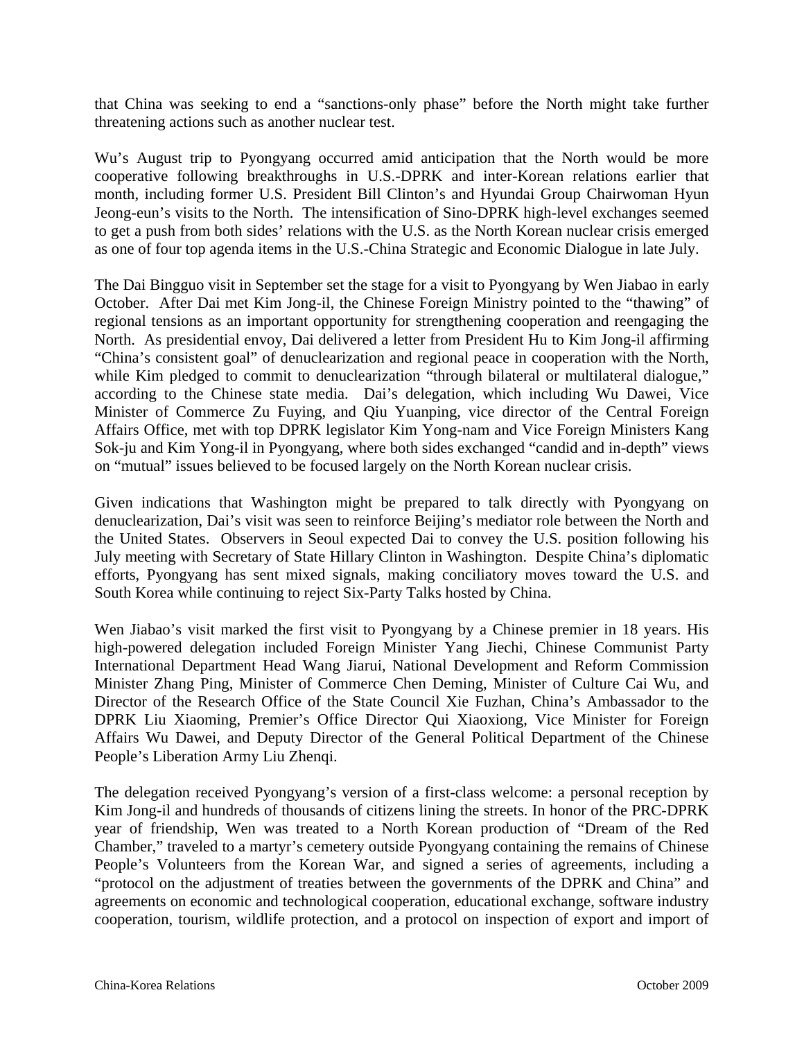that China was seeking to end a "sanctions-only phase" before the North might take further threatening actions such as another nuclear test.

Wu's August trip to Pyongyang occurred amid anticipation that the North would be more cooperative following breakthroughs in U.S.-DPRK and inter-Korean relations earlier that month, including former U.S. President Bill Clinton's and Hyundai Group Chairwoman Hyun Jeong-eun's visits to the North. The intensification of Sino-DPRK high-level exchanges seemed to get a push from both sides' relations with the U.S. as the North Korean nuclear crisis emerged as one of four top agenda items in the U.S.-China Strategic and Economic Dialogue in late July.

The Dai Bingguo visit in September set the stage for a visit to Pyongyang by Wen Jiabao in early October. After Dai met Kim Jong-il, the Chinese Foreign Ministry pointed to the "thawing" of regional tensions as an important opportunity for strengthening cooperation and reengaging the North. As presidential envoy, Dai delivered a letter from President Hu to Kim Jong-il affirming "China's consistent goal" of denuclearization and regional peace in cooperation with the North, while Kim pledged to commit to denuclearization "through bilateral or multilateral dialogue," according to the Chinese state media. Dai's delegation, which including Wu Dawei, Vice Minister of Commerce Zu Fuying, and Qiu Yuanping, vice director of the Central Foreign Affairs Office, met with top DPRK legislator Kim Yong-nam and Vice Foreign Ministers Kang Sok-ju and Kim Yong-il in Pyongyang, where both sides exchanged "candid and in-depth" views on "mutual" issues believed to be focused largely on the North Korean nuclear crisis.

Given indications that Washington might be prepared to talk directly with Pyongyang on denuclearization, Dai's visit was seen to reinforce Beijing's mediator role between the North and the United States. Observers in Seoul expected Dai to convey the U.S. position following his July meeting with Secretary of State Hillary Clinton in Washington. Despite China's diplomatic efforts, Pyongyang has sent mixed signals, making conciliatory moves toward the U.S. and South Korea while continuing to reject Six-Party Talks hosted by China.

Wen Jiabao's visit marked the first visit to Pyongyang by a Chinese premier in 18 years. His high-powered delegation included Foreign Minister Yang Jiechi, Chinese Communist Party International Department Head Wang Jiarui, National Development and Reform Commission Minister Zhang Ping, Minister of Commerce Chen Deming, Minister of Culture Cai Wu, and Director of the Research Office of the State Council Xie Fuzhan, China's Ambassador to the DPRK Liu Xiaoming, Premier's Office Director Qui Xiaoxiong, Vice Minister for Foreign Affairs Wu Dawei, and Deputy Director of the General Political Department of the Chinese People's Liberation Army Liu Zhenqi.

The delegation received Pyongyang's version of a first-class welcome: a personal reception by Kim Jong-il and hundreds of thousands of citizens lining the streets. In honor of the PRC-DPRK year of friendship, Wen was treated to a North Korean production of "Dream of the Red Chamber," traveled to a martyr's cemetery outside Pyongyang containing the remains of Chinese People's Volunteers from the Korean War, and signed a series of agreements, including a "protocol on the adjustment of treaties between the governments of the DPRK and China" and agreements on economic and technological cooperation, educational exchange, software industry cooperation, tourism, wildlife protection, and a protocol on inspection of export and import of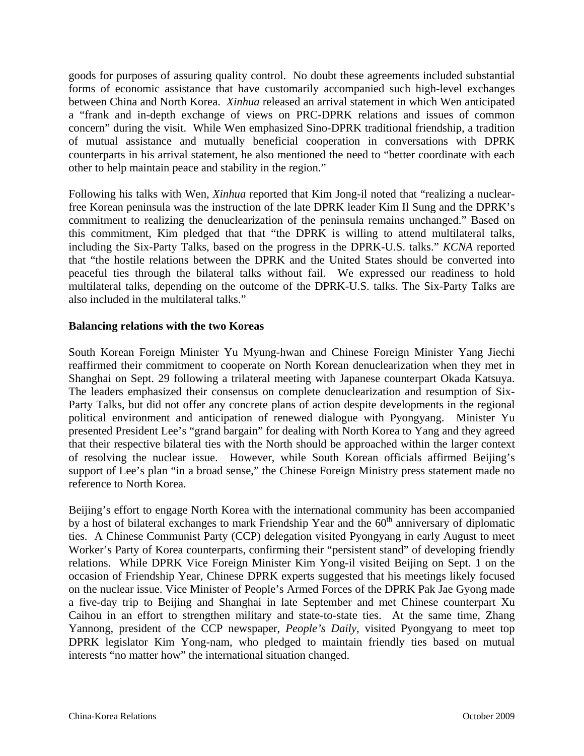goods for purposes of assuring quality control. No doubt these agreements included substantial forms of economic assistance that have customarily accompanied such high-level exchanges between China and North Korea. *Xinhua* released an arrival statement in which Wen anticipated a "frank and in-depth exchange of views on PRC-DPRK relations and issues of common concern" during the visit. While Wen emphasized Sino-DPRK traditional friendship, a tradition of mutual assistance and mutually beneficial cooperation in conversations with DPRK counterparts in his arrival statement, he also mentioned the need to "better coordinate with each other to help maintain peace and stability in the region."

Following his talks with Wen, *Xinhua* reported that Kim Jong-il noted that "realizing a nuclear-free Korean peninsula was the instruction of the late DPRK leader Kim Il Sung and the DPRK's commitment to realizing the denuclearization of the peninsula remains unchanged." Based on this commitment, Kim pledged that that "the DPRK is willing to attend multilateral talks, including the Six-Party Talks, based on the progress in the DPRK-U.S. talks." *KCNA* reported that "the hostile relations between the DPRK and the United States should be converted into peaceful ties through the bilateral talks without fail. We expressed our readiness to hold multilateral talks, depending on the outcome of the DPRK-U.S. talks. The Six-Party Talks are also included in the multilateral talks."

**Balancing relations with the two Koreas**

South Korean Foreign Minister Yu Myung-hwan and Chinese Foreign Minister Yang Jiechi reaffirmed their commitment to cooperate on North Korean denuclearization when they met in Shanghai on Sept. 29 following a trilateral meeting with Japanese counterpart Okada Katsuya. The leaders emphasized their consensus on complete denuclearization and resumption of Six-Party Talks, but did not offer any concrete plans of action despite developments in the regional political environment and anticipation of renewed dialogue with Pyongyang. Minister Yu presented President Lee's "grand bargain" for dealing with North Korea to Yang and they agreed that their respective bilateral ties with the North should be approached within the larger context of resolving the nuclear issue. However, while South Korean officials affirmed Beijing's support of Lee's plan "in a broad sense," the Chinese Foreign Ministry press statement made no reference to North Korea.

Beijing's effort to engage North Korea with the international community has been accompanied by a host of bilateral exchanges to mark Friendship Year and the 60th anniversary of diplomatic ties. A Chinese Communist Party (CCP) delegation visited Pyongyang in early August to meet Worker's Party of Korea counterparts, confirming their "persistent stand" of developing friendly relations. While DPRK Vice Foreign Minister Kim Yong-il visited Beijing on Sept. 1 on the occasion of Friendship Year, Chinese DPRK experts suggested that his meetings likely focused on the nuclear issue. Vice Minister of People's Armed Forces of the DPRK Pak Jae Gyong made a five-day trip to Beijing and Shanghai in late September and met Chinese counterpart Xu Caihou in an effort to strengthen military and state-to-state ties. At the same time, Zhang Yannong, president of the CCP newspaper, *People's Daily*, visited Pyongyang to meet top DPRK legislator Kim Yong-nam, who pledged to maintain friendly ties based on mutual interests "no matter how" the international situation changed.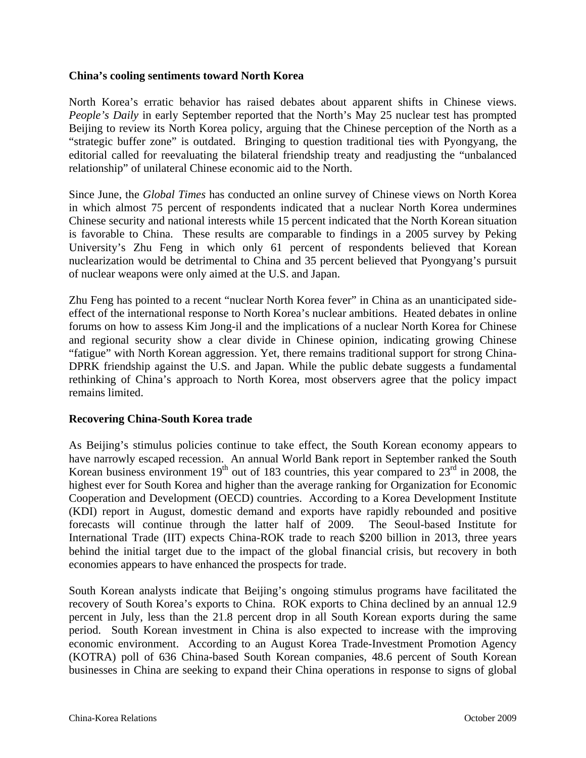**China's cooling sentiments toward North Korea**

North Korea's erratic behavior has raised debates about apparent shifts in Chinese views. *People's Daily* in early September reported that the North's May 25 nuclear test has prompted Beijing to review its North Korea policy, arguing that the Chinese perception of the North as a "strategic buffer zone" is outdated. Bringing to question traditional ties with Pyongyang, the editorial called for reevaluating the bilateral friendship treaty and readjusting the "unbalanced relationship" of unilateral Chinese economic aid to the North.

Since June, the *Global Times* has conducted an online survey of Chinese views on North Korea in which almost 75 percent of respondents indicated that a nuclear North Korea undermines Chinese security and national interests while 15 percent indicated that the North Korean situation is favorable to China. These results are comparable to findings in a 2005 survey by Peking University's Zhu Feng in which only 61 percent of respondents believed that Korean nuclearization would be detrimental to China and 35 percent believed that Pyongyang's pursuit of nuclear weapons were only aimed at the U.S. and Japan.

Zhu Feng has pointed to a recent "nuclear North Korea fever" in China as an unanticipated side-effect of the international response to North Korea's nuclear ambitions. Heated debates in online forums on how to assess Kim Jong-il and the implications of a nuclear North Korea for Chinese and regional security show a clear divide in Chinese opinion, indicating growing Chinese "fatigue" with North Korean aggression. Yet, there remains traditional support for strong China-DPRK friendship against the U.S. and Japan. While the public debate suggests a fundamental rethinking of China's approach to North Korea, most observers agree that the policy impact remains limited.

**Recovering China-South Korea trade**

As Beijing's stimulus policies continue to take effect, the South Korean economy appears to have narrowly escaped recession. An annual World Bank report in September ranked the South Korean business environment 19th out of 183 countries, this year compared to 23rd in 2008, the highest ever for South Korea and higher than the average ranking for Organization for Economic Cooperation and Development (OECD) countries. According to a Korea Development Institute (KDI) report in August, domestic demand and exports have rapidly rebounded and positive forecasts will continue through the latter half of 2009. The Seoul-based Institute for International Trade (IIT) expects China-ROK trade to reach $200 billion in 2013, three years behind the initial target due to the impact of the global financial crisis, but recovery in both economies appears to have enhanced the prospects for trade.

South Korean analysts indicate that Beijing's ongoing stimulus programs have facilitated the recovery of South Korea's exports to China. ROK exports to China declined by an annual 12.9 percent in July, less than the 21.8 percent drop in all South Korean exports during the same period. South Korean investment in China is also expected to increase with the improving economic environment. According to an August Korea Trade-Investment Promotion Agency (KOTRA) poll of 636 China-based South Korean companies, 48.6 percent of South Korean businesses in China are seeking to expand their China operations in response to signs of global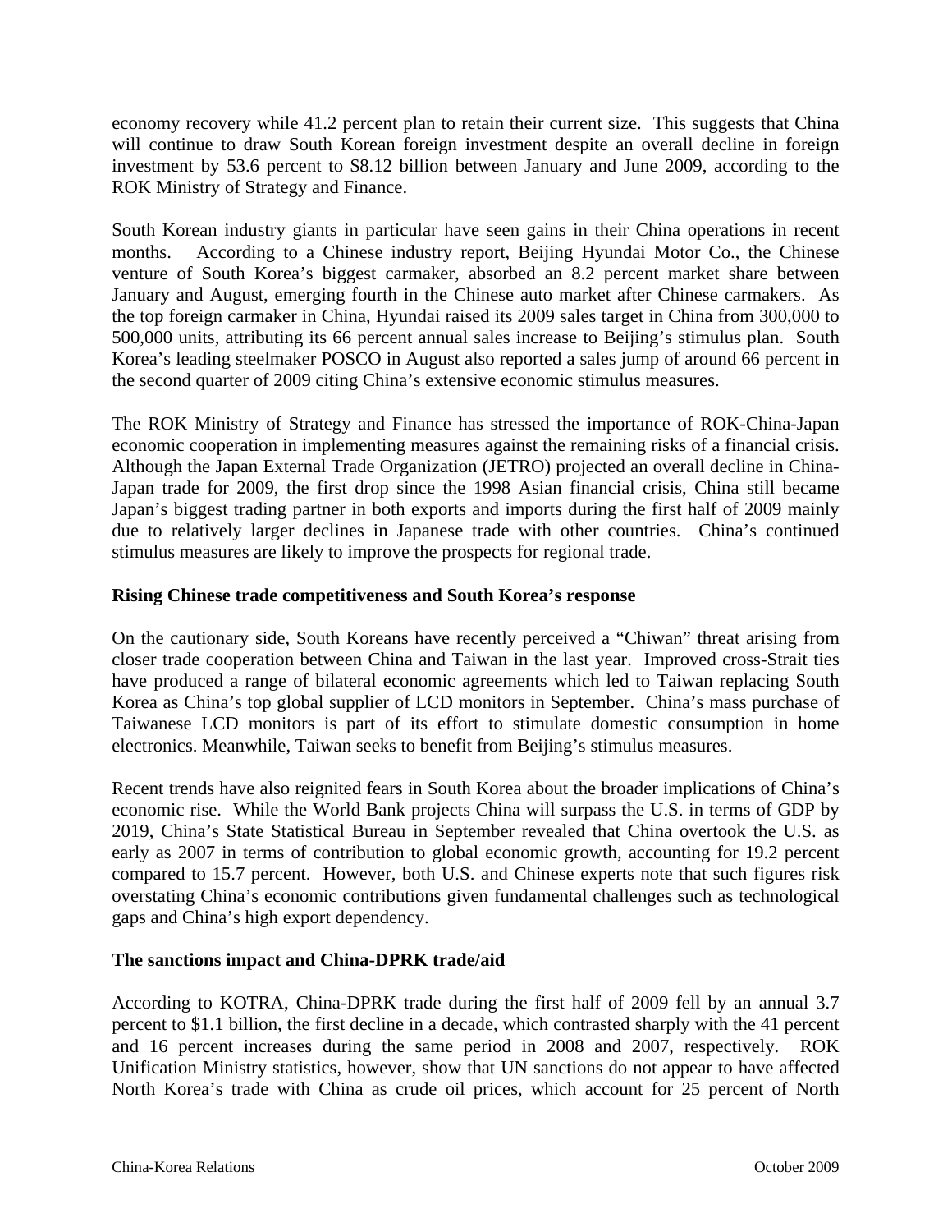economy recovery while 41.2 percent plan to retain their current size. This suggests that China will continue to draw South Korean foreign investment despite an overall decline in foreign investment by 53.6 percent to $8.12 billion between January and June 2009, according to the ROK Ministry of Strategy and Finance.

South Korean industry giants in particular have seen gains in their China operations in recent months. According to a Chinese industry report, Beijing Hyundai Motor Co., the Chinese venture of South Korea's biggest carmaker, absorbed an 8.2 percent market share between January and August, emerging fourth in the Chinese auto market after Chinese carmakers. As the top foreign carmaker in China, Hyundai raised its 2009 sales target in China from 300,000 to 500,000 units, attributing its 66 percent annual sales increase to Beijing's stimulus plan. South Korea's leading steelmaker POSCO in August also reported a sales jump of around 66 percent in the second quarter of 2009 citing China's extensive economic stimulus measures.

The ROK Ministry of Strategy and Finance has stressed the importance of ROK-China-Japan economic cooperation in implementing measures against the remaining risks of a financial crisis. Although the Japan External Trade Organization (JETRO) projected an overall decline in China-Japan trade for 2009, the first drop since the 1998 Asian financial crisis, China still became Japan's biggest trading partner in both exports and imports during the first half of 2009 mainly due to relatively larger declines in Japanese trade with other countries. China's continued stimulus measures are likely to improve the prospects for regional trade.

**Rising Chinese trade competitiveness and South Korea's response**

On the cautionary side, South Koreans have recently perceived a "Chiwan" threat arising from closer trade cooperation between China and Taiwan in the last year. Improved cross-Strait ties have produced a range of bilateral economic agreements which led to Taiwan replacing South Korea as China's top global supplier of LCD monitors in September. China's mass purchase of Taiwanese LCD monitors is part of its effort to stimulate domestic consumption in home electronics. Meanwhile, Taiwan seeks to benefit from Beijing's stimulus measures.

Recent trends have also reignited fears in South Korea about the broader implications of China's economic rise. While the World Bank projects China will surpass the U.S. in terms of GDP by 2019, China's State Statistical Bureau in September revealed that China overtook the U.S. as early as 2007 in terms of contribution to global economic growth, accounting for 19.2 percent compared to 15.7 percent. However, both U.S. and Chinese experts note that such figures risk overstating China's economic contributions given fundamental challenges such as technological gaps and China's high export dependency.

**The sanctions impact and China-DPRK trade/aid**

According to KOTRA, China-DPRK trade during the first half of 2009 fell by an annual 3.7 percent to $1.1 billion, the first decline in a decade, which contrasted sharply with the 41 percent and 16 percent increases during the same period in 2008 and 2007, respectively. ROK Unification Ministry statistics, however, show that UN sanctions do not appear to have affected North Korea's trade with China as crude oil prices, which account for 25 percent of North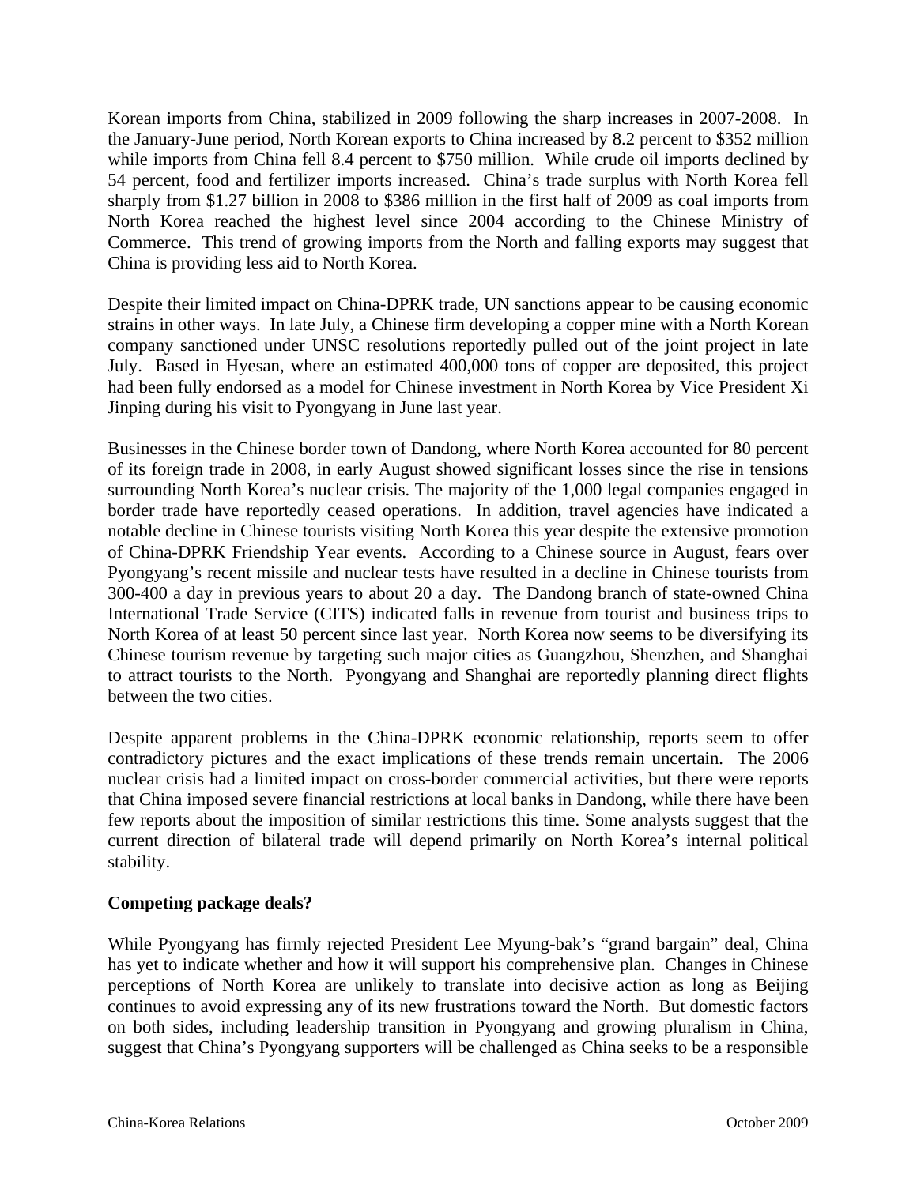Korean imports from China, stabilized in 2009 following the sharp increases in 2007-2008. In the January-June period, North Korean exports to China increased by 8.2 percent to $352 million while imports from China fell 8.4 percent to $750 million. While crude oil imports declined by 54 percent, food and fertilizer imports increased. China's trade surplus with North Korea fell sharply from $1.27 billion in 2008 to $386 million in the first half of 2009 as coal imports from North Korea reached the highest level since 2004 according to the Chinese Ministry of Commerce. This trend of growing imports from the North and falling exports may suggest that China is providing less aid to North Korea.

Despite their limited impact on China-DPRK trade, UN sanctions appear to be causing economic strains in other ways. In late July, a Chinese firm developing a copper mine with a North Korean company sanctioned under UNSC resolutions reportedly pulled out of the joint project in late July. Based in Hyesan, where an estimated 400,000 tons of copper are deposited, this project had been fully endorsed as a model for Chinese investment in North Korea by Vice President Xi Jinping during his visit to Pyongyang in June last year.

Businesses in the Chinese border town of Dandong, where North Korea accounted for 80 percent of its foreign trade in 2008, in early August showed significant losses since the rise in tensions surrounding North Korea's nuclear crisis. The majority of the 1,000 legal companies engaged in border trade have reportedly ceased operations. In addition, travel agencies have indicated a notable decline in Chinese tourists visiting North Korea this year despite the extensive promotion of China-DPRK Friendship Year events. According to a Chinese source in August, fears over Pyongyang's recent missile and nuclear tests have resulted in a decline in Chinese tourists from 300-400 a day in previous years to about 20 a day. The Dandong branch of state-owned China International Trade Service (CITS) indicated falls in revenue from tourist and business trips to North Korea of at least 50 percent since last year. North Korea now seems to be diversifying its Chinese tourism revenue by targeting such major cities as Guangzhou, Shenzhen, and Shanghai to attract tourists to the North. Pyongyang and Shanghai are reportedly planning direct flights between the two cities.

Despite apparent problems in the China-DPRK economic relationship, reports seem to offer contradictory pictures and the exact implications of these trends remain uncertain. The 2006 nuclear crisis had a limited impact on cross-border commercial activities, but there were reports that China imposed severe financial restrictions at local banks in Dandong, while there have been few reports about the imposition of similar restrictions this time. Some analysts suggest that the current direction of bilateral trade will depend primarily on North Korea's internal political stability.

**Competing package deals?**

While Pyongyang has firmly rejected President Lee Myung-bak's "grand bargain" deal, China has yet to indicate whether and how it will support his comprehensive plan. Changes in Chinese perceptions of North Korea are unlikely to translate into decisive action as long as Beijing continues to avoid expressing any of its new frustrations toward the North. But domestic factors on both sides, including leadership transition in Pyongyang and growing pluralism in China, suggest that China's Pyongyang supporters will be challenged as China seeks to be a responsible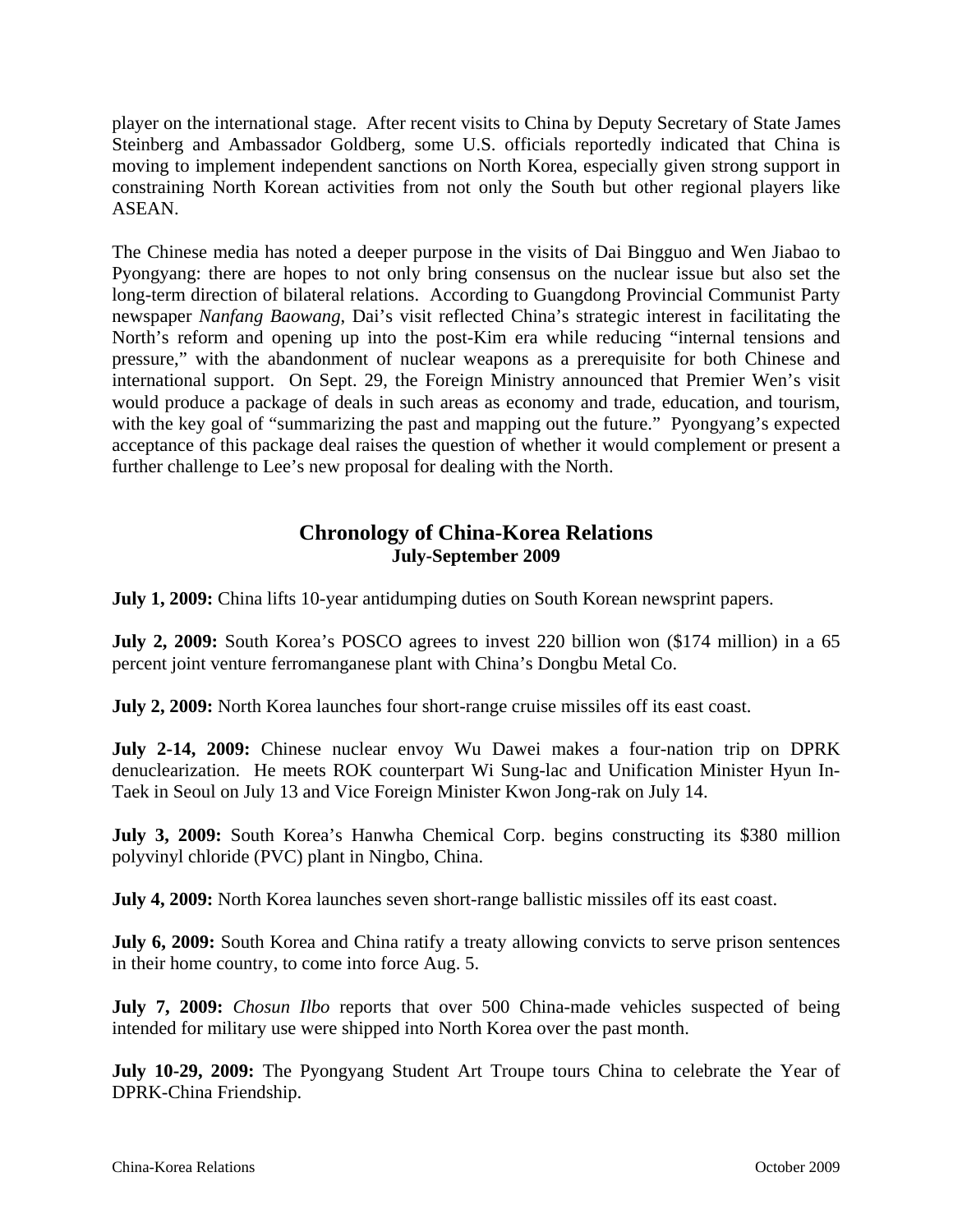player on the international stage. After recent visits to China by Deputy Secretary of State James Steinberg and Ambassador Goldberg, some U.S. officials reportedly indicated that China is moving to implement independent sanctions on North Korea, especially given strong support in constraining North Korean activities from not only the South but other regional players like ASEAN.

The Chinese media has noted a deeper purpose in the visits of Dai Bingguo and Wen Jiabao to Pyongyang: there are hopes to not only bring consensus on the nuclear issue but also set the long-term direction of bilateral relations. According to Guangdong Provincial Communist Party newspaper *Nanfang Baowang*, Dai's visit reflected China's strategic interest in facilitating the North's reform and opening up into the post-Kim era while reducing "internal tensions and pressure," with the abandonment of nuclear weapons as a prerequisite for both Chinese and international support. On Sept. 29, the Foreign Ministry announced that Premier Wen's visit would produce a package of deals in such areas as economy and trade, education, and tourism, with the key goal of "summarizing the past and mapping out the future." Pyongyang's expected acceptance of this package deal raises the question of whether it would complement or present a further challenge to Lee's new proposal for dealing with the North.

## Chronology of China-Korea Relations
### July-September 2009

**July 1, 2009:** China lifts 10-year antidumping duties on South Korean newsprint papers.

**July 2, 2009:** South Korea's POSCO agrees to invest 220 billion won ($174 million) in a 65 percent joint venture ferromanganese plant with China's Dongbu Metal Co.

**July 2, 2009:** North Korea launches four short-range cruise missiles off its east coast.

**July 2-14, 2009:** Chinese nuclear envoy Wu Dawei makes a four-nation trip on DPRK denuclearization. He meets ROK counterpart Wi Sung-lac and Unification Minister Hyun In-Taek in Seoul on July 13 and Vice Foreign Minister Kwon Jong-rak on July 14.

**July 3, 2009:** South Korea's Hanwha Chemical Corp. begins constructing its $380 million polyvinyl chloride (PVC) plant in Ningbo, China.

**July 4, 2009:** North Korea launches seven short-range ballistic missiles off its east coast.

**July 6, 2009:** South Korea and China ratify a treaty allowing convicts to serve prison sentences in their home country, to come into force Aug. 5.

**July 7, 2009:** *Chosun Ilbo* reports that over 500 China-made vehicles suspected of being intended for military use were shipped into North Korea over the past month.

**July 10-29, 2009:** The Pyongyang Student Art Troupe tours China to celebrate the Year of DPRK-China Friendship.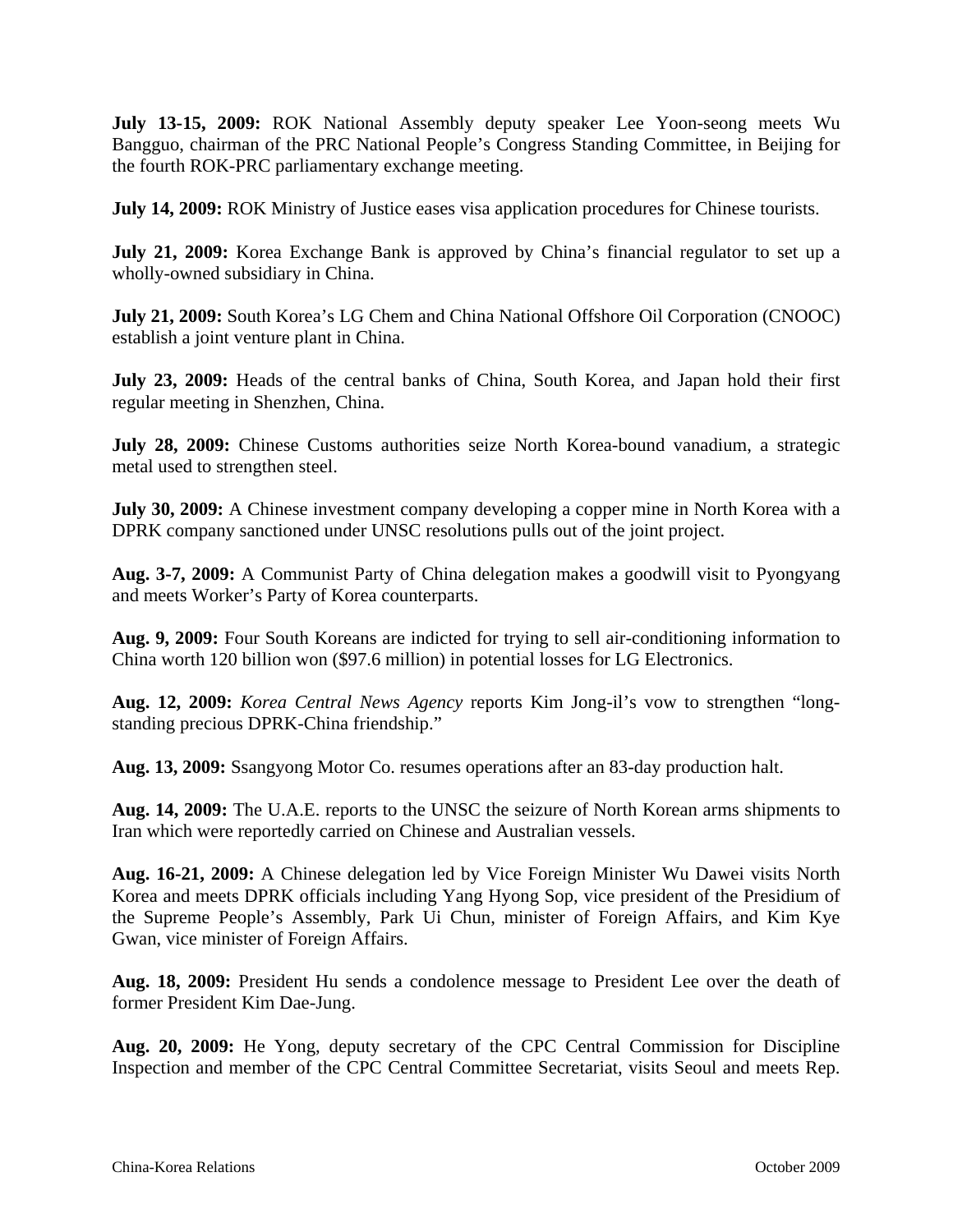**July 13-15, 2009:** ROK National Assembly deputy speaker Lee Yoon-seong meets Wu Bangguo, chairman of the PRC National People's Congress Standing Committee, in Beijing for the fourth ROK-PRC parliamentary exchange meeting.

**July 14, 2009:** ROK Ministry of Justice eases visa application procedures for Chinese tourists.

**July 21, 2009:** Korea Exchange Bank is approved by China's financial regulator to set up a wholly-owned subsidiary in China.

**July 21, 2009:** South Korea's LG Chem and China National Offshore Oil Corporation (CNOOC) establish a joint venture plant in China.

**July 23, 2009:** Heads of the central banks of China, South Korea, and Japan hold their first regular meeting in Shenzhen, China.

**July 28, 2009:** Chinese Customs authorities seize North Korea-bound vanadium, a strategic metal used to strengthen steel.

**July 30, 2009:** A Chinese investment company developing a copper mine in North Korea with a DPRK company sanctioned under UNSC resolutions pulls out of the joint project.

**Aug. 3-7, 2009:** A Communist Party of China delegation makes a goodwill visit to Pyongyang and meets Worker's Party of Korea counterparts.

**Aug. 9, 2009:** Four South Koreans are indicted for trying to sell air-conditioning information to China worth 120 billion won ($97.6 million) in potential losses for LG Electronics.

**Aug. 12, 2009:** *Korea Central News Agency* reports Kim Jong-il's vow to strengthen "long-standing precious DPRK-China friendship."

**Aug. 13, 2009:** Ssangyong Motor Co. resumes operations after an 83-day production halt.

**Aug. 14, 2009:** The U.A.E. reports to the UNSC the seizure of North Korean arms shipments to Iran which were reportedly carried on Chinese and Australian vessels.

**Aug. 16-21, 2009:** A Chinese delegation led by Vice Foreign Minister Wu Dawei visits North Korea and meets DPRK officials including Yang Hyong Sop, vice president of the Presidium of the Supreme People's Assembly, Park Ui Chun, minister of Foreign Affairs, and Kim Kye Gwan, vice minister of Foreign Affairs.

**Aug. 18, 2009:** President Hu sends a condolence message to President Lee over the death of former President Kim Dae-Jung.

**Aug. 20, 2009:** He Yong, deputy secretary of the CPC Central Commission for Discipline Inspection and member of the CPC Central Committee Secretariat, visits Seoul and meets Rep.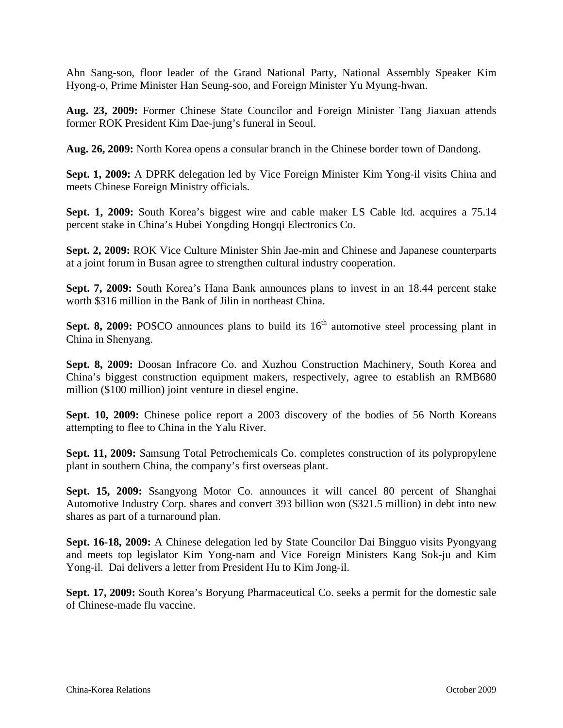Ahn Sang-soo, floor leader of the Grand National Party, National Assembly Speaker Kim Hyong-o, Prime Minister Han Seung-soo, and Foreign Minister Yu Myung-hwan.

**Aug. 23, 2009:** Former Chinese State Councilor and Foreign Minister Tang Jiaxuan attends former ROK President Kim Dae-jung's funeral in Seoul.

**Aug. 26, 2009:** North Korea opens a consular branch in the Chinese border town of Dandong.

**Sept. 1, 2009:** A DPRK delegation led by Vice Foreign Minister Kim Yong-il visits China and meets Chinese Foreign Ministry officials.

**Sept. 1, 2009:** South Korea's biggest wire and cable maker LS Cable ltd. acquires a 75.14 percent stake in China's Hubei Yongding Hongqi Electronics Co.

**Sept. 2, 2009:** ROK Vice Culture Minister Shin Jae-min and Chinese and Japanese counterparts at a joint forum in Busan agree to strengthen cultural industry cooperation.

**Sept. 7, 2009:** South Korea's Hana Bank announces plans to invest in an 18.44 percent stake worth $316 million in the Bank of Jilin in northeast China.

**Sept. 8, 2009:** POSCO announces plans to build its 16th automotive steel processing plant in China in Shenyang.

**Sept. 8, 2009:** Doosan Infracore Co. and Xuzhou Construction Machinery, South Korea and China's biggest construction equipment makers, respectively, agree to establish an RMB680 million ($100 million) joint venture in diesel engine.

**Sept. 10, 2009:** Chinese police report a 2003 discovery of the bodies of 56 North Koreans attempting to flee to China in the Yalu River.

**Sept. 11, 2009:** Samsung Total Petrochemicals Co. completes construction of its polypropylene plant in southern China, the company's first overseas plant.

**Sept. 15, 2009:** Ssangyong Motor Co. announces it will cancel 80 percent of Shanghai Automotive Industry Corp. shares and convert 393 billion won ($321.5 million) in debt into new shares as part of a turnaround plan.

**Sept. 16-18, 2009:** A Chinese delegation led by State Councilor Dai Bingguo visits Pyongyang and meets top legislator Kim Yong-nam and Vice Foreign Ministers Kang Sok-ju and Kim Yong-il. Dai delivers a letter from President Hu to Kim Jong-il.

**Sept. 17, 2009:** South Korea's Boryung Pharmaceutical Co. seeks a permit for the domestic sale of Chinese-made flu vaccine.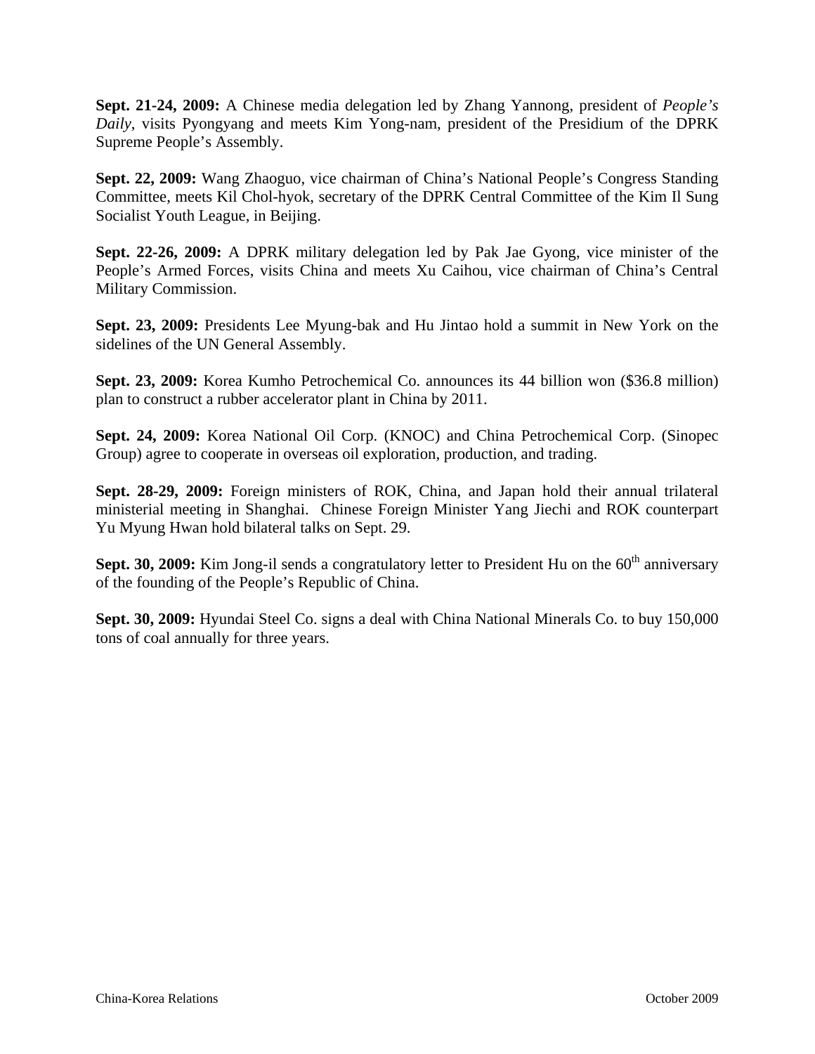**Sept. 21-24, 2009:** A Chinese media delegation led by Zhang Yannong, president of *People's Daily*, visits Pyongyang and meets Kim Yong-nam, president of the Presidium of the DPRK Supreme People's Assembly.

**Sept. 22, 2009:** Wang Zhaoguo, vice chairman of China's National People's Congress Standing Committee, meets Kil Chol-hyok, secretary of the DPRK Central Committee of the Kim Il Sung Socialist Youth League, in Beijing.

**Sept. 22-26, 2009:** A DPRK military delegation led by Pak Jae Gyong, vice minister of the People's Armed Forces, visits China and meets Xu Caihou, vice chairman of China's Central Military Commission.

**Sept. 23, 2009:** Presidents Lee Myung-bak and Hu Jintao hold a summit in New York on the sidelines of the UN General Assembly.

**Sept. 23, 2009:** Korea Kumho Petrochemical Co. announces its 44 billion won ($36.8 million) plan to construct a rubber accelerator plant in China by 2011.

**Sept. 24, 2009:** Korea National Oil Corp. (KNOC) and China Petrochemical Corp. (Sinopec Group) agree to cooperate in overseas oil exploration, production, and trading.

**Sept. 28-29, 2009:** Foreign ministers of ROK, China, and Japan hold their annual trilateral ministerial meeting in Shanghai. Chinese Foreign Minister Yang Jiechi and ROK counterpart Yu Myung Hwan hold bilateral talks on Sept. 29.

**Sept. 30, 2009:** Kim Jong-il sends a congratulatory letter to President Hu on the 60th anniversary of the founding of the People's Republic of China.

**Sept. 30, 2009:** Hyundai Steel Co. signs a deal with China National Minerals Co. to buy 150,000 tons of coal annually for three years.